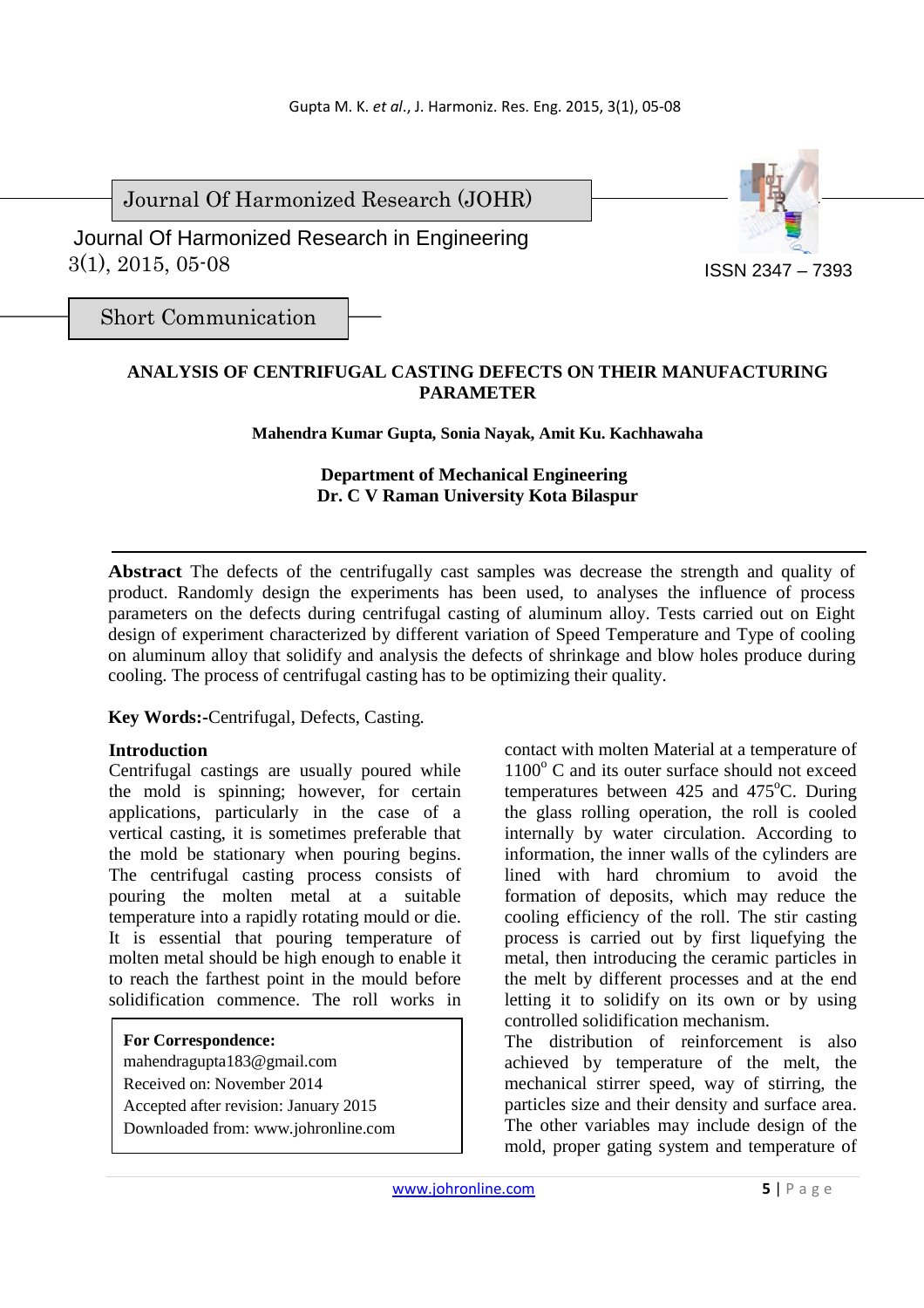Journal Of Harmonized Research (JOHR)

Journal Of Harmonized Research in Engineering
3(1), 2015, 05-08

ISSN 2347 – 7393

Short Communication

# ANALYSIS OF CENTRIFUGAL CASTING DEFECTS ON THEIR MANUFACTURING PARAMETER

**Mahendra Kumar Gupta, Sonia Nayak, Amit Ku. Kachhawaha**

**Department of Mechanical Engineering**
**Dr. C V Raman University Kota Bilaspur**

**Abstract** The defects of the centrifugally cast samples was decrease the strength and quality of product. Randomly design the experiments has been used, to analyses the influence of process parameters on the defects during centrifugal casting of aluminum alloy. Tests carried out on Eight design of experiment characterized by different variation of Speed Temperature and Type of cooling on aluminum alloy that solidify and analysis the defects of shrinkage and blow holes produce during cooling. The process of centrifugal casting has to be optimizing their quality.

**Key Words:**-Centrifugal, Defects, Casting.

## Introduction

Centrifugal castings are usually poured while the mold is spinning; however, for certain applications, particularly in the case of a vertical casting, it is sometimes preferable that the mold be stationary when pouring begins. The centrifugal casting process consists of pouring the molten metal at a suitable temperature into a rapidly rotating mould or die. It is essential that pouring temperature of molten metal should be high enough to enable it to reach the farthest point in the mould before solidification commence. The roll works in contact with molten Material at a temperature of 1100$^{o}$ C and its outer surface should not exceed temperatures between 425 and 475$^{o}$C. During the glass rolling operation, the roll is cooled internally by water circulation. According to information, the inner walls of the cylinders are lined with hard chromium to avoid the formation of deposits, which may reduce the cooling efficiency of the roll. The stir casting process is carried out by first liquefying the metal, then introducing the ceramic particles in the melt by different processes and at the end letting it to solidify on its own or by using controlled solidification mechanism.

The distribution of reinforcement is also achieved by temperature of the melt, the mechanical stirrer speed, way of stirring, the particles size and their density and surface area. The other variables may include design of the mold, proper gating system and temperature of

**For Correspondence:**
mahendragupta183@gmail.com
Received on: November 2014
Accepted after revision: January 2015
Downloaded from: www.johronline.com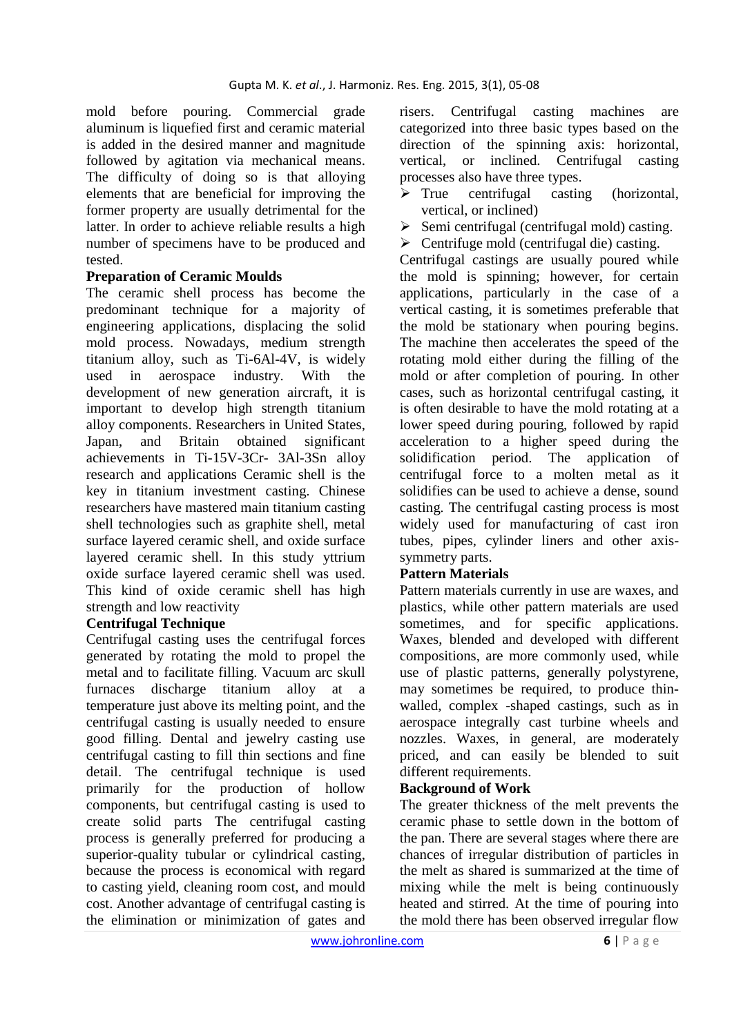mold before pouring. Commercial grade aluminum is liquefied first and ceramic material is added in the desired manner and magnitude followed by agitation via mechanical means. The difficulty of doing so is that alloying elements that are beneficial for improving the former property are usually detrimental for the latter. In order to achieve reliable results a high number of specimens have to be produced and tested.

**Preparation of Ceramic Moulds**

The ceramic shell process has become the predominant technique for a majority of engineering applications, displacing the solid mold process. Nowadays, medium strength titanium alloy, such as Ti-6Al-4V, is widely used in aerospace industry. With the development of new generation aircraft, it is important to develop high strength titanium alloy components. Researchers in United States, Japan, and Britain obtained significant achievements in Ti-15V-3Cr- 3Al-3Sn alloy research and applications Ceramic shell is the key in titanium investment casting. Chinese researchers have mastered main titanium casting shell technologies such as graphite shell, metal surface layered ceramic shell, and oxide surface layered ceramic shell. In this study yttrium oxide surface layered ceramic shell was used. This kind of oxide ceramic shell has high strength and low reactivity

**Centrifugal Technique**

Centrifugal casting uses the centrifugal forces generated by rotating the mold to propel the metal and to facilitate filling. Vacuum arc skull furnaces discharge titanium alloy at a temperature just above its melting point, and the centrifugal casting is usually needed to ensure good filling. Dental and jewelry casting use centrifugal casting to fill thin sections and fine detail. The centrifugal technique is used primarily for the production of hollow components, but centrifugal casting is used to create solid parts The centrifugal casting process is generally preferred for producing a superior-quality tubular or cylindrical casting, because the process is economical with regard to casting yield, cleaning room cost, and mould cost. Another advantage of centrifugal casting is the elimination or minimization of gates and risers. Centrifugal casting machines are categorized into three basic types based on the direction of the spinning axis: horizontal, vertical, or inclined. Centrifugal casting processes also have three types.

- True centrifugal casting (horizontal, vertical, or inclined)
- Semi centrifugal (centrifugal mold) casting.
- Centrifuge mold (centrifugal die) casting.

Centrifugal castings are usually poured while the mold is spinning; however, for certain applications, particularly in the case of a vertical casting, it is sometimes preferable that the mold be stationary when pouring begins. The machine then accelerates the speed of the rotating mold either during the filling of the mold or after completion of pouring. In other cases, such as horizontal centrifugal casting, it is often desirable to have the mold rotating at a lower speed during pouring, followed by rapid acceleration to a higher speed during the solidification period. The application of centrifugal force to a molten metal as it solidifies can be used to achieve a dense, sound casting. The centrifugal casting process is most widely used for manufacturing of cast iron tubes, pipes, cylinder liners and other axis-symmetry parts.

**Pattern Materials**

Pattern materials currently in use are waxes, and plastics, while other pattern materials are used sometimes, and for specific applications. Waxes, blended and developed with different compositions, are more commonly used, while use of plastic patterns, generally polystyrene, may sometimes be required, to produce thin-walled, complex -shaped castings, such as in aerospace integrally cast turbine wheels and nozzles. Waxes, in general, are moderately priced, and can easily be blended to suit different requirements.

**Background of Work**

The greater thickness of the melt prevents the ceramic phase to settle down in the bottom of the pan. There are several stages where there are chances of irregular distribution of particles in the melt as shared is summarized at the time of mixing while the melt is being continuously heated and stirred. At the time of pouring into the mold there has been observed irregular flow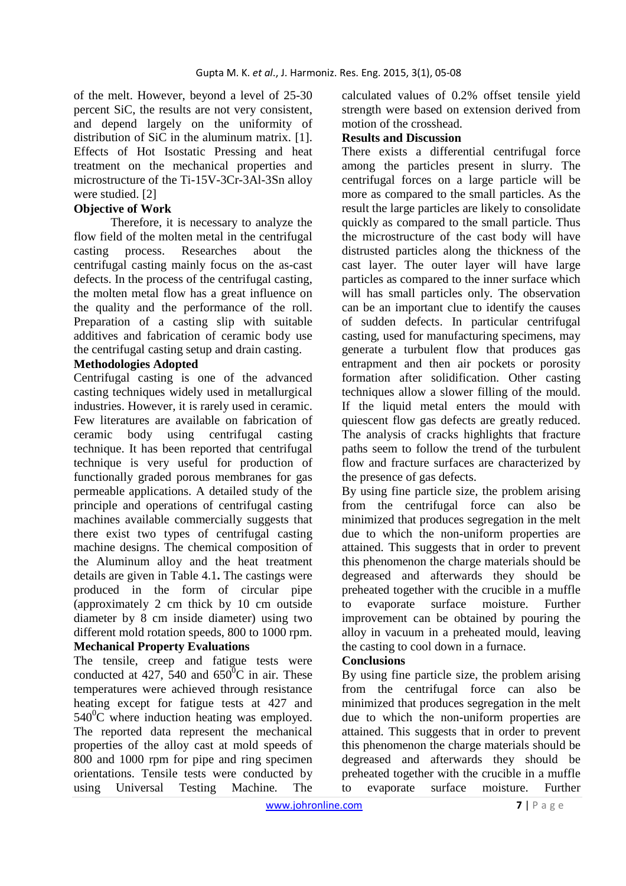of the melt. However, beyond a level of 25-30 percent SiC, the results are not very consistent, and depend largely on the uniformity of distribution of SiC in the aluminum matrix. [1]. Effects of Hot Isostatic Pressing and heat treatment on the mechanical properties and microstructure of the Ti-15V-3Cr-3Al-3Sn alloy were studied. [2]

## Objective of Work

Therefore, it is necessary to analyze the flow field of the molten metal in the centrifugal casting process. Researches about the centrifugal casting mainly focus on the as-cast defects. In the process of the centrifugal casting, the molten metal flow has a great influence on the quality and the performance of the roll. Preparation of a casting slip with suitable additives and fabrication of ceramic body use the centrifugal casting setup and drain casting.

## Methodologies Adopted

Centrifugal casting is one of the advanced casting techniques widely used in metallurgical industries. However, it is rarely used in ceramic. Few literatures are available on fabrication of ceramic body using centrifugal casting technique. It has been reported that centrifugal technique is very useful for production of functionally graded porous membranes for gas permeable applications. A detailed study of the principle and operations of centrifugal casting machines available commercially suggests that there exist two types of centrifugal casting machine designs. The chemical composition of the Aluminum alloy and the heat treatment details are given in Table 4.1**.** The castings were produced in the form of circular pipe (approximately 2 cm thick by 10 cm outside diameter by 8 cm inside diameter) using two different mold rotation speeds, 800 to 1000 rpm.

## Mechanical Property Evaluations

The tensile, creep and fatigue tests were conducted at 427, 540 and 650$^{0}$C in air. These temperatures were achieved through resistance heating except for fatigue tests at 427 and 540$^{0}$C where induction heating was employed. The reported data represent the mechanical properties of the alloy cast at mold speeds of 800 and 1000 rpm for pipe and ring specimen orientations. Tensile tests were conducted by using Universal Testing Machine. The calculated values of 0.2% offset tensile yield strength were based on extension derived from motion of the crosshead.

## Results and Discussion

There exists a differential centrifugal force among the particles present in slurry. The centrifugal forces on a large particle will be more as compared to the small particles. As the result the large particles are likely to consolidate quickly as compared to the small particle. Thus the microstructure of the cast body will have distrusted particles along the thickness of the cast layer. The outer layer will have large particles as compared to the inner surface which will has small particles only. The observation can be an important clue to identify the causes of sudden defects. In particular centrifugal casting, used for manufacturing specimens, may generate a turbulent flow that produces gas entrapment and then air pockets or porosity formation after solidification. Other casting techniques allow a slower filling of the mould. If the liquid metal enters the mould with quiescent flow gas defects are greatly reduced. The analysis of cracks highlights that fracture paths seem to follow the trend of the turbulent flow and fracture surfaces are characterized by the presence of gas defects.

By using fine particle size, the problem arising from the centrifugal force can also be minimized that produces segregation in the melt due to which the non-uniform properties are attained. This suggests that in order to prevent this phenomenon the charge materials should be degreased and afterwards they should be preheated together with the crucible in a muffle to evaporate surface moisture. Further improvement can be obtained by pouring the alloy in vacuum in a preheated mould, leaving the casting to cool down in a furnace.

## Conclusions

By using fine particle size, the problem arising from the centrifugal force can also be minimized that produces segregation in the melt due to which the non-uniform properties are attained. This suggests that in order to prevent this phenomenon the charge materials should be degreased and afterwards they should be preheated together with the crucible in a muffle to evaporate surface moisture. Further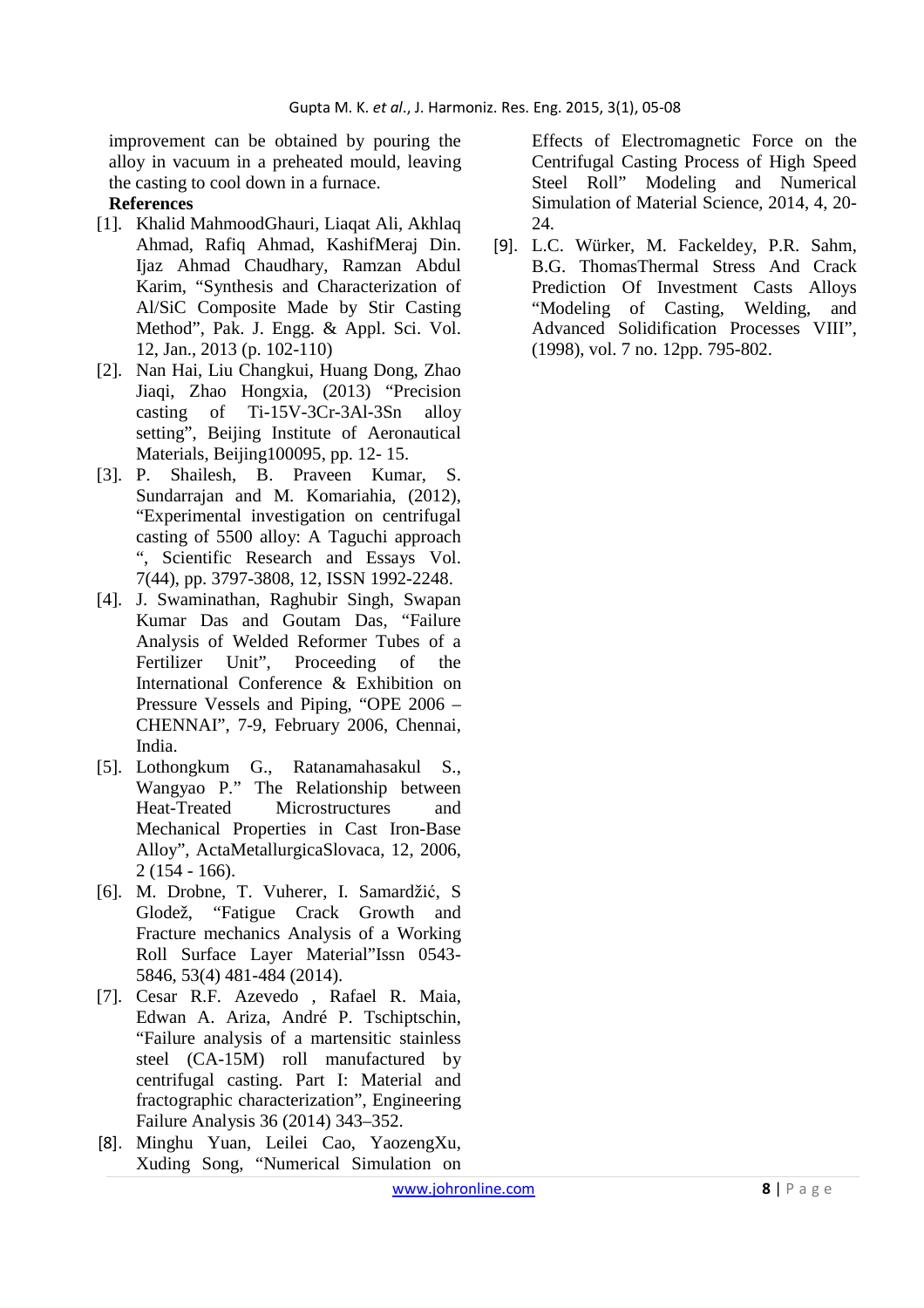improvement can be obtained by pouring the alloy in vacuum in a preheated mould, leaving the casting to cool down in a furnace.

**References**

[1]. Khalid MahmoodGhauri, Liaqat Ali, Akhlaq Ahmad, Rafiq Ahmad, KashifMeraj Din. Ijaz Ahmad Chaudhary, Ramzan Abdul Karim, "Synthesis and Characterization of Al/SiC Composite Made by Stir Casting Method", Pak. J. Engg. & Appl. Sci. Vol. 12, Jan., 2013 (p. 102-110)

[2]. Nan Hai, Liu Changkui, Huang Dong, Zhao Jiaqi, Zhao Hongxia, (2013) "Precision casting of Ti-15V-3Cr-3Al-3Sn alloy setting", Beijing Institute of Aeronautical Materials, Beijing100095, pp. 12- 15.

[3]. P. Shailesh, B. Praveen Kumar, S. Sundarrajan and M. Komariahia, (2012), "Experimental investigation on centrifugal casting of 5500 alloy: A Taguchi approach ", Scientific Research and Essays Vol. 7(44), pp. 3797-3808, 12, ISSN 1992-2248.

[4]. J. Swaminathan, Raghubir Singh, Swapan Kumar Das and Goutam Das, "Failure Analysis of Welded Reformer Tubes of a Fertilizer Unit", Proceeding of the International Conference & Exhibition on Pressure Vessels and Piping, "OPE 2006 – CHENNAI", 7-9, February 2006, Chennai, India.

[5]. Lothongkum G., Ratanamahasakul S., Wangyao P." The Relationship between Heat-Treated Microstructures and Mechanical Properties in Cast Iron-Base Alloy", ActaMetallurgicaSlovaca, 12, 2006, 2 (154 - 166).

[6]. M. Drobne, T. Vuherer, I. Samardžić, S Glodež, "Fatigue Crack Growth and Fracture mechanics Analysis of a Working Roll Surface Layer Material"Issn 0543-5846, 53(4) 481-484 (2014).

[7]. Cesar R.F. Azevedo , Rafael R. Maia, Edwan A. Ariza, André P. Tschiptschin, "Failure analysis of a martensitic stainless steel (CA-15M) roll manufactured by centrifugal casting. Part I: Material and fractographic characterization", Engineering Failure Analysis 36 (2014) 343–352.

[8]. Minghu Yuan, Leilei Cao, YaozengXu, Xuding Song, "Numerical Simulation on Effects of Electromagnetic Force on the Centrifugal Casting Process of High Speed Steel Roll" Modeling and Numerical Simulation of Material Science, 2014, 4, 20-24.

[9]. L.C. Würker, M. Fackeldey, P.R. Sahm, B.G. ThomasThermal Stress And Crack Prediction Of Investment Casts Alloys "Modeling of Casting, Welding, and Advanced Solidification Processes VIII", (1998), vol. 7 no. 12pp. 795-802.